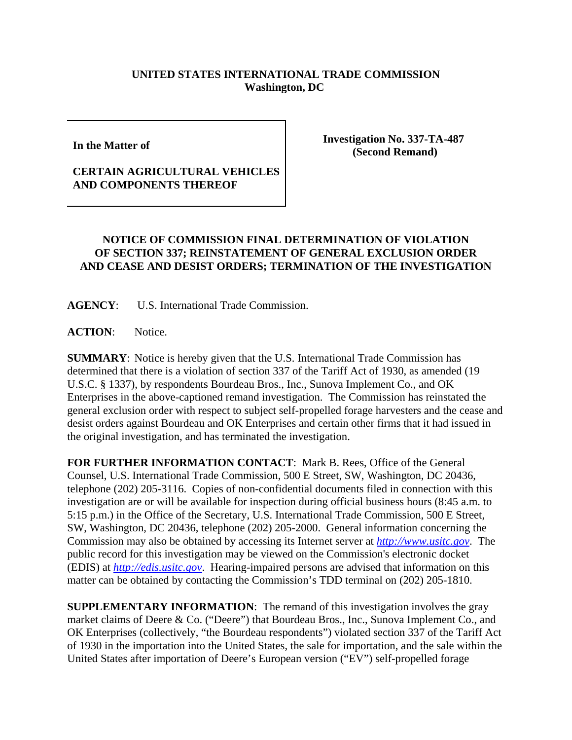**UNITED STATES INTERNATIONAL TRADE COMMISSION**
**Washington, DC**

| **In the Matter of** **CERTAIN AGRICULTURAL VEHICLES AND COMPONENTS THEREOF** | **Investigation No. 337-TA-487 (Second Remand)** |
|---|---|

**NOTICE OF COMMISSION FINAL DETERMINATION OF VIOLATION OF SECTION 337; REINSTATEMENT OF GENERAL EXCLUSION ORDER AND CEASE AND DESIST ORDERS; TERMINATION OF THE INVESTIGATION**

**AGENCY**: U.S. International Trade Commission.

**ACTION**: Notice.

**SUMMARY**: Notice is hereby given that the U.S. International Trade Commission has determined that there is a violation of section 337 of the Tariff Act of 1930, as amended (19 U.S.C. § 1337), by respondents Bourdeau Bros., Inc., Sunova Implement Co., and OK Enterprises in the above-captioned remand investigation. The Commission has reinstated the general exclusion order with respect to subject self-propelled forage harvesters and the cease and desist orders against Bourdeau and OK Enterprises and certain other firms that it had issued in the original investigation, and has terminated the investigation.

**FOR FURTHER INFORMATION CONTACT**: Mark B. Rees, Office of the General Counsel, U.S. International Trade Commission, 500 E Street, SW, Washington, DC 20436, telephone (202) 205-3116. Copies of non-confidential documents filed in connection with this investigation are or will be available for inspection during official business hours (8:45 a.m. to 5:15 p.m.) in the Office of the Secretary, U.S. International Trade Commission, 500 E Street, SW, Washington, DC 20436, telephone (202) 205-2000. General information concerning the Commission may also be obtained by accessing its Internet server at *http://www.usitc.gov*. The public record for this investigation may be viewed on the Commission's electronic docket (EDIS) at *http://edis.usitc.gov*. Hearing-impaired persons are advised that information on this matter can be obtained by contacting the Commission's TDD terminal on (202) 205-1810.

**SUPPLEMENTARY INFORMATION**: The remand of this investigation involves the gray market claims of Deere & Co. ("Deere") that Bourdeau Bros., Inc., Sunova Implement Co., and OK Enterprises (collectively, "the Bourdeau respondents") violated section 337 of the Tariff Act of 1930 in the importation into the United States, the sale for importation, and the sale within the United States after importation of Deere's European version ("EV") self-propelled forage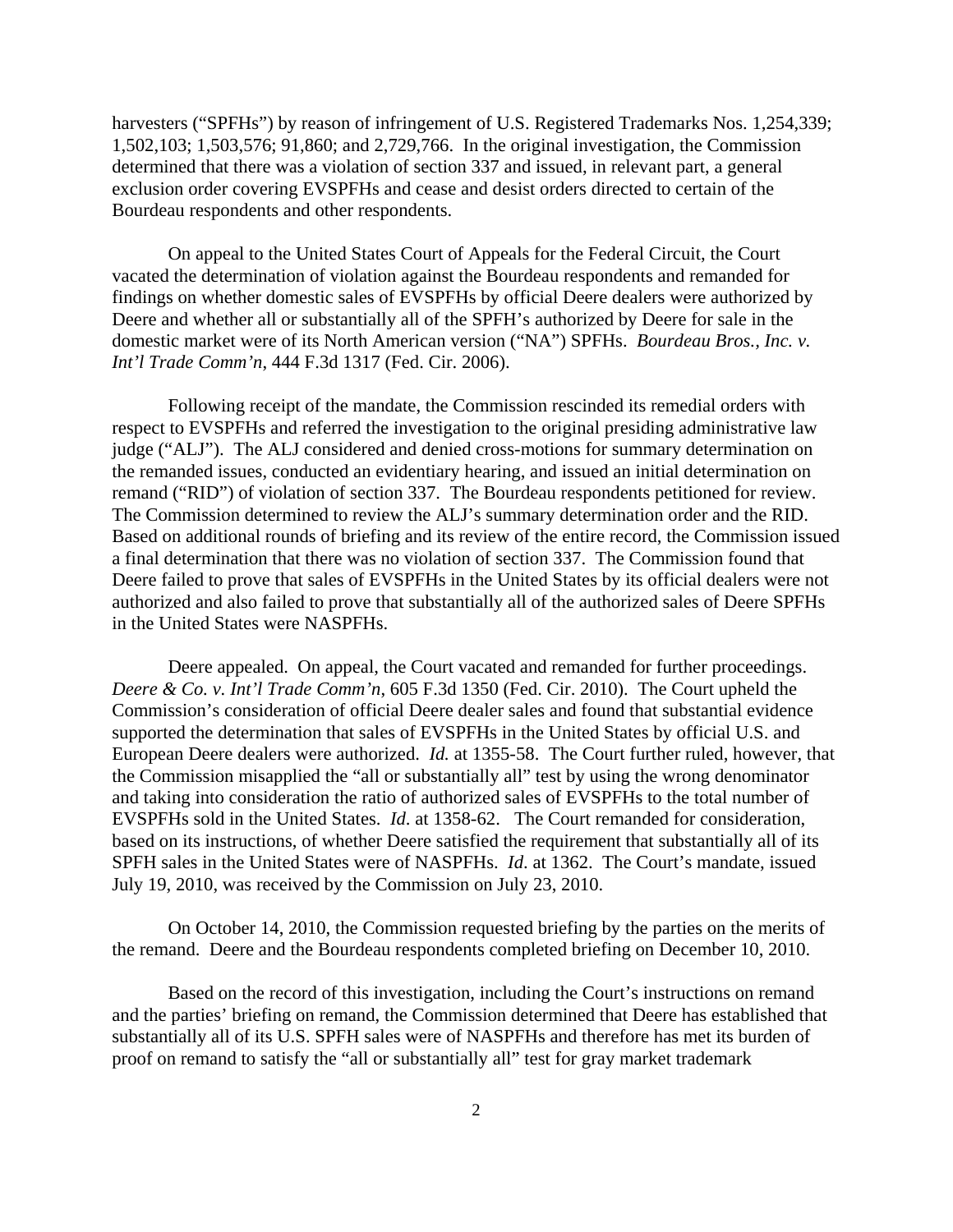harvesters ("SPFHs") by reason of infringement of U.S. Registered Trademarks Nos. 1,254,339; 1,502,103; 1,503,576; 91,860; and 2,729,766. In the original investigation, the Commission determined that there was a violation of section 337 and issued, in relevant part, a general exclusion order covering EVSPFHs and cease and desist orders directed to certain of the Bourdeau respondents and other respondents.

On appeal to the United States Court of Appeals for the Federal Circuit, the Court vacated the determination of violation against the Bourdeau respondents and remanded for findings on whether domestic sales of EVSPFHs by official Deere dealers were authorized by Deere and whether all or substantially all of the SPFH's authorized by Deere for sale in the domestic market were of its North American version ("NA") SPFHs. *Bourdeau Bros., Inc. v. Int'l Trade Comm'n*, 444 F.3d 1317 (Fed. Cir. 2006).

Following receipt of the mandate, the Commission rescinded its remedial orders with respect to EVSPFHs and referred the investigation to the original presiding administrative law judge ("ALJ"). The ALJ considered and denied cross-motions for summary determination on the remanded issues, conducted an evidentiary hearing, and issued an initial determination on remand ("RID") of violation of section 337. The Bourdeau respondents petitioned for review. The Commission determined to review the ALJ's summary determination order and the RID. Based on additional rounds of briefing and its review of the entire record, the Commission issued a final determination that there was no violation of section 337. The Commission found that Deere failed to prove that sales of EVSPFHs in the United States by its official dealers were not authorized and also failed to prove that substantially all of the authorized sales of Deere SPFHs in the United States were NASPFHs.

Deere appealed. On appeal, the Court vacated and remanded for further proceedings. *Deere & Co. v. Int'l Trade Comm'n*, 605 F.3d 1350 (Fed. Cir. 2010). The Court upheld the Commission's consideration of official Deere dealer sales and found that substantial evidence supported the determination that sales of EVSPFHs in the United States by official U.S. and European Deere dealers were authorized. *Id.* at 1355-58. The Court further ruled, however, that the Commission misapplied the "all or substantially all" test by using the wrong denominator and taking into consideration the ratio of authorized sales of EVSPFHs to the total number of EVSPFHs sold in the United States. *Id*. at 1358-62. The Court remanded for consideration, based on its instructions, of whether Deere satisfied the requirement that substantially all of its SPFH sales in the United States were of NASPFHs. *Id*. at 1362. The Court's mandate, issued July 19, 2010, was received by the Commission on July 23, 2010.

On October 14, 2010, the Commission requested briefing by the parties on the merits of the remand. Deere and the Bourdeau respondents completed briefing on December 10, 2010.

Based on the record of this investigation, including the Court's instructions on remand and the parties' briefing on remand, the Commission determined that Deere has established that substantially all of its U.S. SPFH sales were of NASPFHs and therefore has met its burden of proof on remand to satisfy the "all or substantially all" test for gray market trademark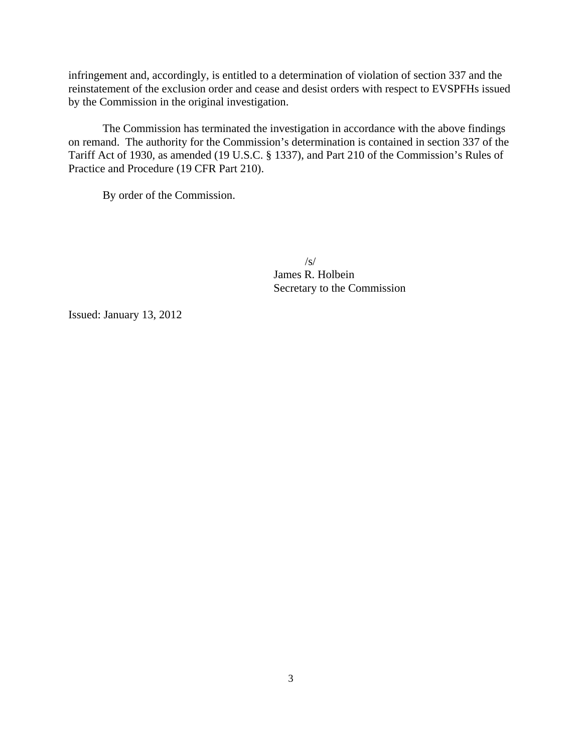infringement and, accordingly, is entitled to a determination of violation of section 337 and the reinstatement of the exclusion order and cease and desist orders with respect to EVSPFHs issued by the Commission in the original investigation.

The Commission has terminated the investigation in accordance with the above findings on remand. The authority for the Commission's determination is contained in section 337 of the Tariff Act of 1930, as amended (19 U.S.C. § 1337), and Part 210 of the Commission's Rules of Practice and Procedure (19 CFR Part 210).

By order of the Commission.

/s/
James R. Holbein
Secretary to the Commission

Issued: January 13, 2012